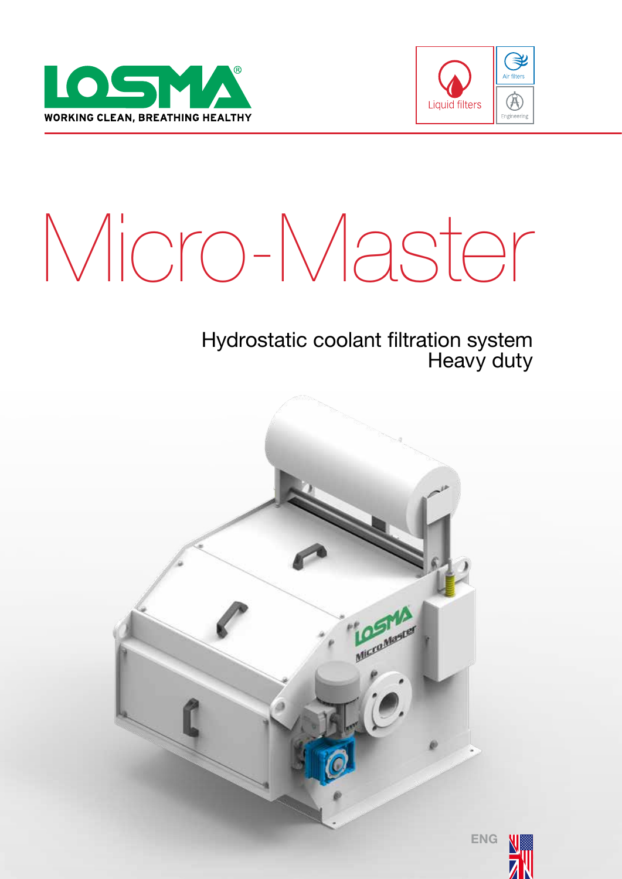LOSMA®

WORKING CLEAN, BREATHING HEALTHY

Liquid filters

Air filters

Engineering

# Micro-Master

## Hydrostatic coolant filtration system
## Heavy duty

ENG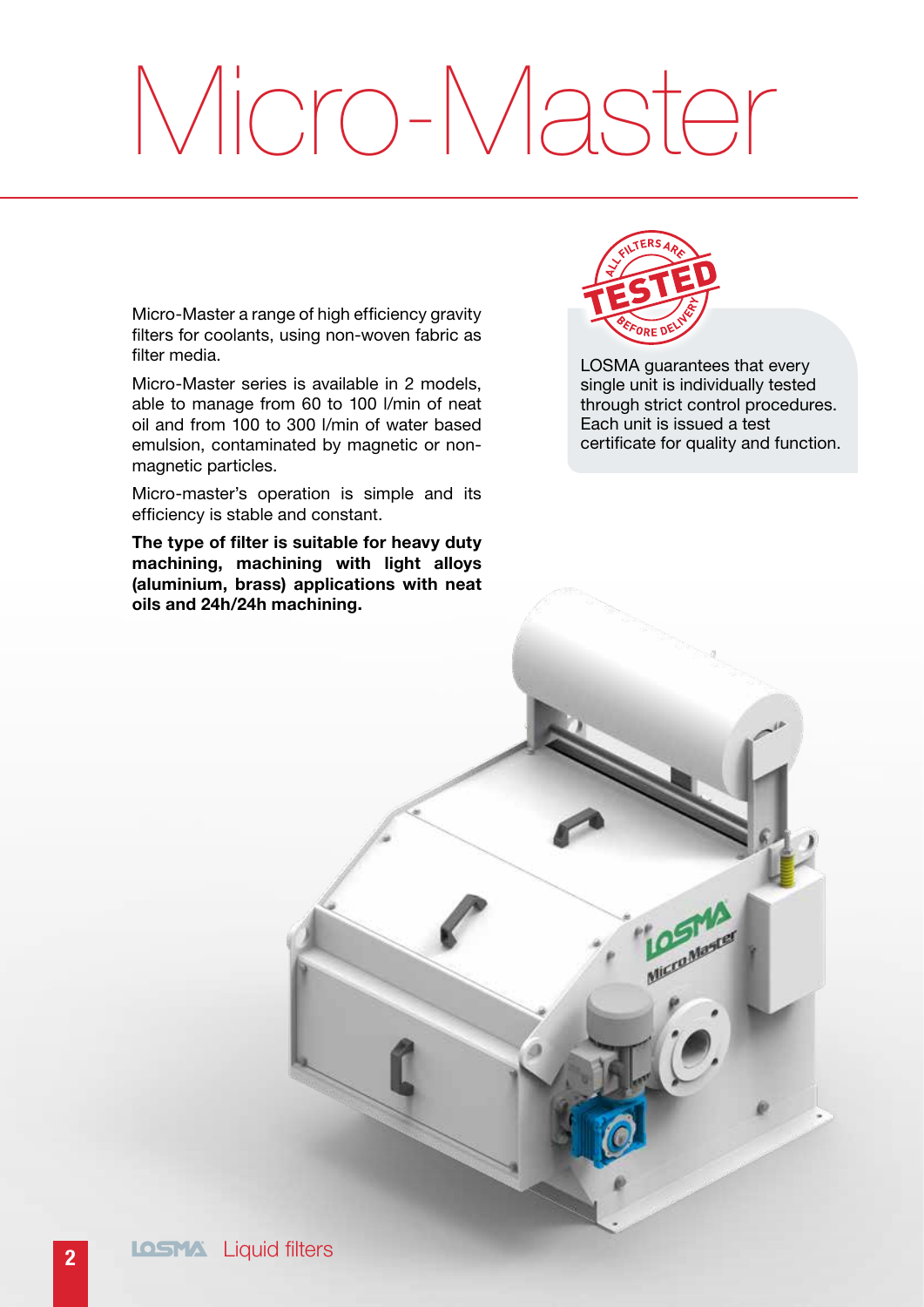# Micro-Master

Micro-Master a range of high efficiency gravity filters for coolants, using non-woven fabric as filter media.

Micro-Master series is available in 2 models, able to manage from 60 to 100 l/min of neat oil and from 100 to 300 l/min of water based emulsion, contaminated by magnetic or non-magnetic particles.

Micro-master's operation is simple and its efficiency is stable and constant.

**The type of filter is suitable for heavy duty machining, machining with light alloys (aluminium, brass) applications with neat oils and 24h/24h machining.**

ALL FILTERS ARE TESTED BEFORE DELIVERY

LOSMA guarantees that every single unit is individually tested through strict control procedures. Each unit is issued a test certificate for quality and function.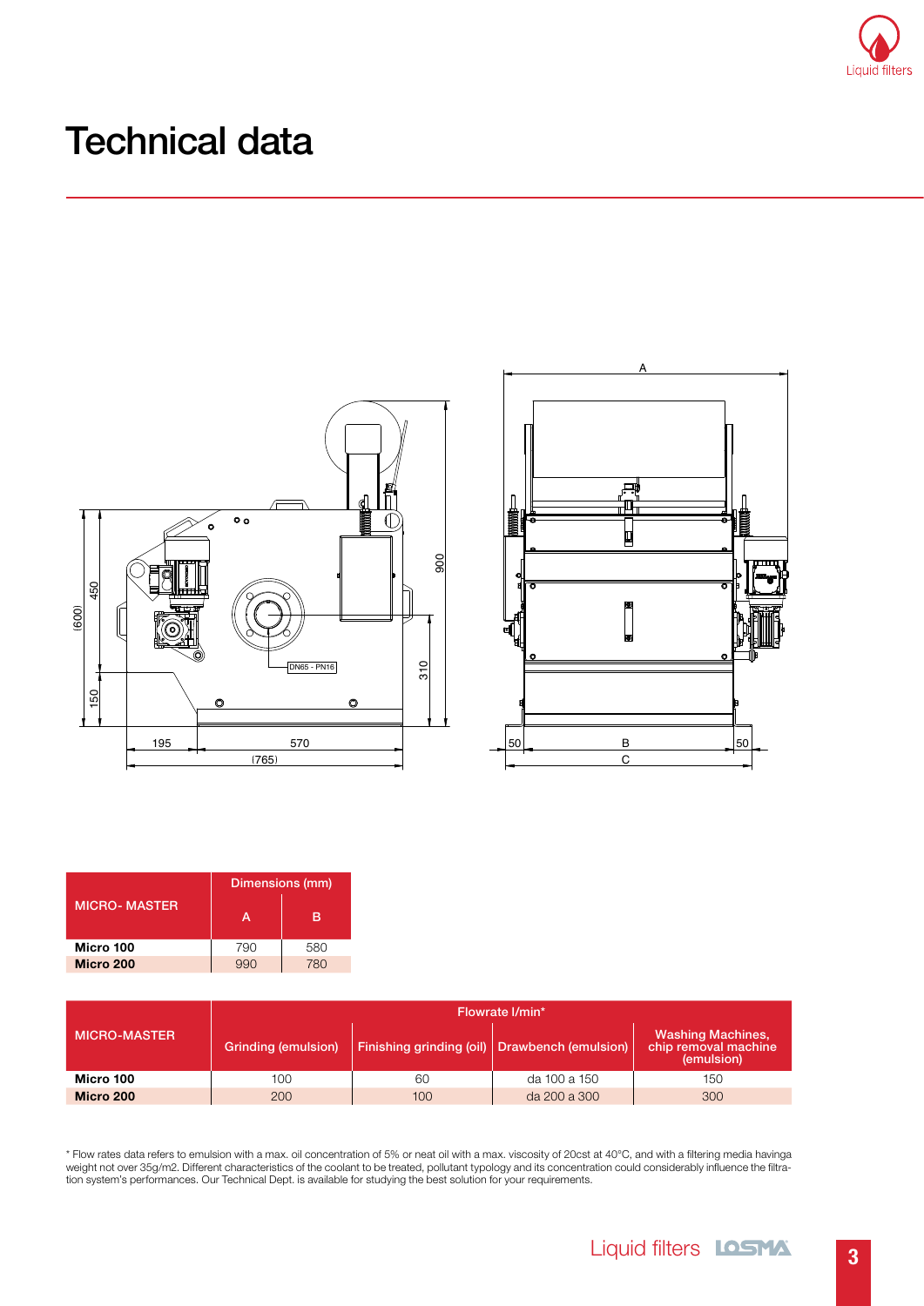# Technical data

| MICRO- MASTER | Dimensions (mm) | |
|---|---|---|
| | A | B |
| **Micro 100** | 790 | 580 |
| **Micro 200** | 990 | 780 |

| MICRO-MASTER | Flowrate l/min* | | | |
|---|---|---|---|---|
| | Grinding (emulsion) | Finishing grinding (oil) | Drawbench (emulsion) | Washing Machines, chip removal machine (emulsion) |
| **Micro 100** | 100 | 60 | da 100 a 150 | 150 |
| **Micro 200** | 200 | 100 | da 200 a 300 | 300 |

* Flow rates data refers to emulsion with a max. oil concentration of 5% or neat oil with a max. viscosity of 20cst at 40°C, and with a filtering media havinga weight not over 35g/m2. Different characteristics of the coolant to be treated, pollutant typology and its concentration could considerably influence the filtration system's performances. Our Technical Dept. is available for studying the best solution for your requirements.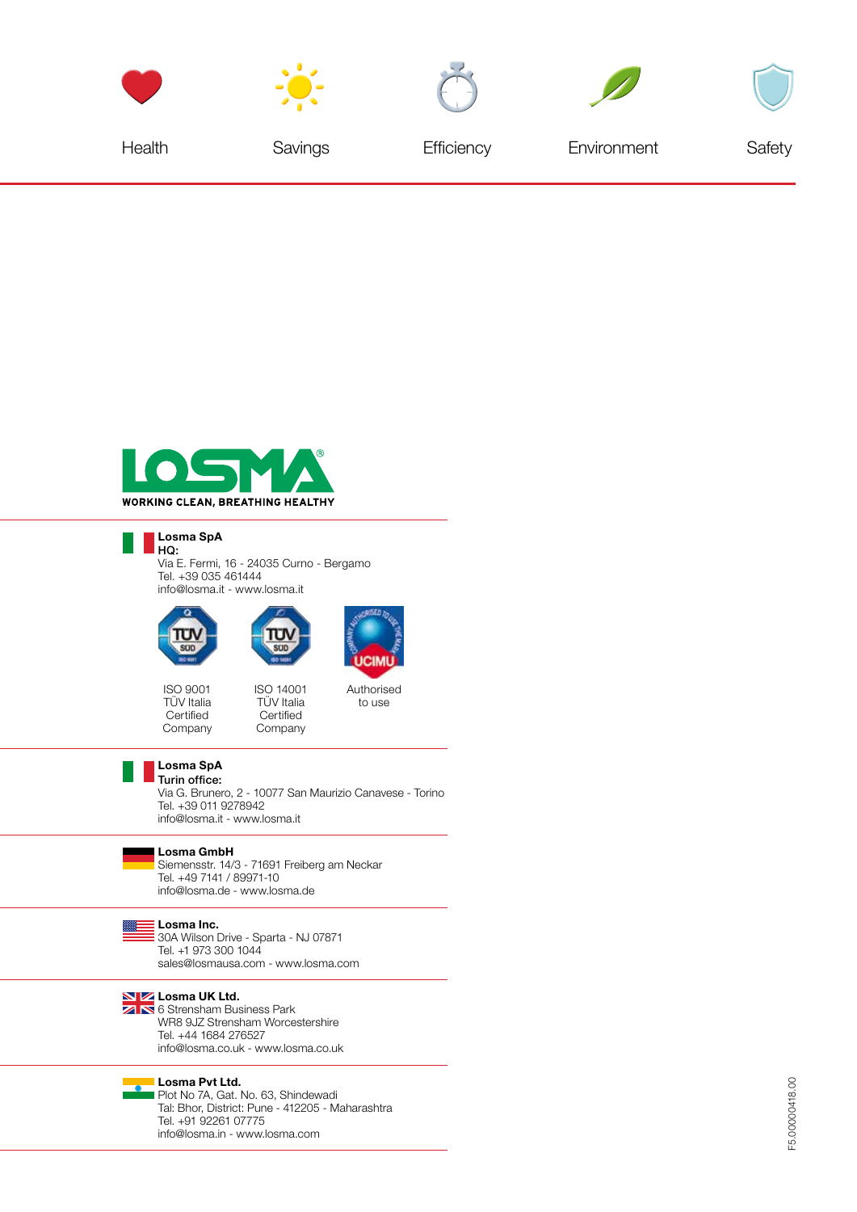Health Savings Efficiency Environment Safety

LOSMA®

WORKING CLEAN, BREATHING HEALTHY

**Losma SpA**
**HQ:**
Via E. Fermi, 16 - 24035 Curno - Bergamo
Tel. +39 035 461444
info@losma.it - www.losma.it

ISO 9001
TÜV Italia
Certified
Company

ISO 14001
TÜV Italia
Certified
Company

Authorised
to use

**Losma SpA**
**Turin office:**
Via G. Brunero, 2 - 10077 San Maurizio Canavese - Torino
Tel. +39 011 9278942
info@losma.it - www.losma.it

**Losma GmbH**
Siemensstr. 14/3 - 71691 Freiberg am Neckar
Tel. +49 7141 / 89971-10
info@losma.de - www.losma.de

**Losma Inc.**
30A Wilson Drive - Sparta - NJ 07871
Tel. +1 973 300 1044
sales@losmausa.com - www.losma.com

**Losma UK Ltd.**
6 Strensham Business Park
WR8 9JZ Strensham Worcestershire
Tel. +44 1684 276527
info@losma.co.uk - www.losma.co.uk

**Losma Pvt Ltd.**
Plot No 7A, Gat. No. 63, Shindewadi
Tal: Bhor, District: Pune - 412205 - Maharashtra
Tel. +91 92261 07775
info@losma.in - www.losma.com

F5.0000418.00